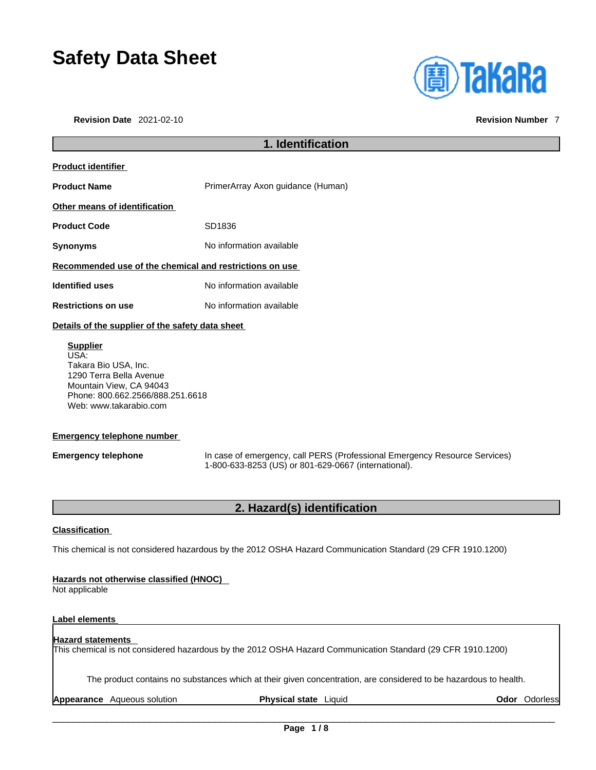# Safety Data Sheet

**Revision Date** 2021-02-10 **Revision Number** 7

## 1. Identification

**Product identifier**

**Product Name** PrimerArray Axon guidance (Human)

**Other means of identification**

**Product Code** SD1836

**Synonyms** No information available

**Recommended use of the chemical and restrictions on use**

**Identified uses** No information available

**Restrictions on use** No information available

**Details of the supplier of the safety data sheet**

**Supplier**
USA:
Takara Bio USA, Inc.
1290 Terra Bella Avenue
Mountain View, CA 94043
Phone: 800.662.2566/888.251.6618
Web: www.takarabio.com

**Emergency telephone number**

**Emergency telephone** In case of emergency, call PERS (Professional Emergency Resource Services) 1-800-633-8253 (US) or 801-629-0667 (international).

## 2. Hazard(s) identification

**Classification**

This chemical is not considered hazardous by the 2012 OSHA Hazard Communication Standard (29 CFR 1910.1200)

**Hazards not otherwise classified (HNOC)**
Not applicable

**Label elements**

**Hazard statements**
This chemical is not considered hazardous by the 2012 OSHA Hazard Communication Standard (29 CFR 1910.1200)

The product contains no substances which at their given concentration, are considered to be hazardous to health.

**Appearance** Aqueous solution **Physical state** Liquid **Odor** Odorless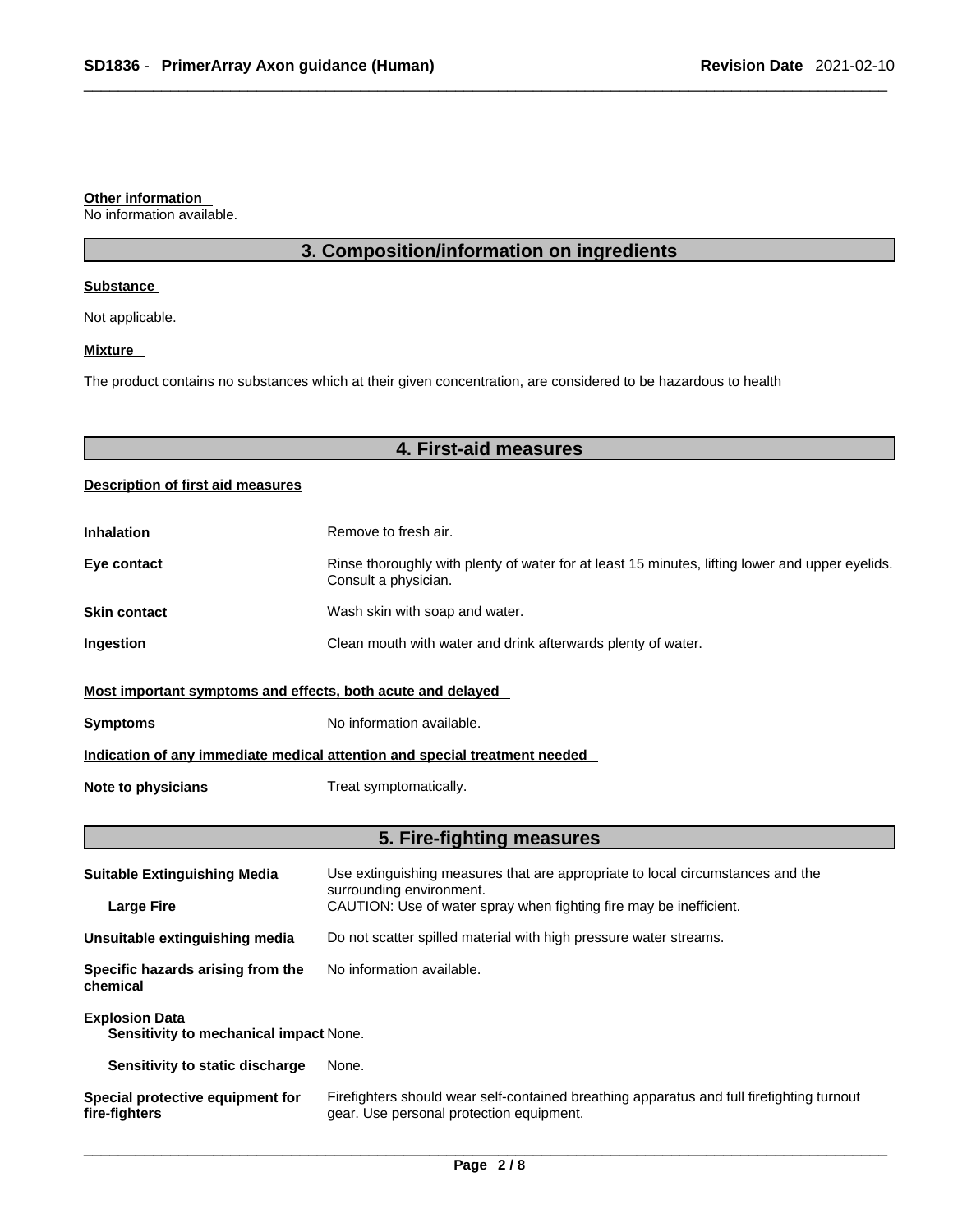**Other information**

No information available.

## 3. Composition/information on ingredients

**Substance**

Not applicable.

**Mixture**

The product contains no substances which at their given concentration, are considered to be hazardous to health

## 4. First-aid measures

**Description of first aid measures**

| | |
|---|---|
| **Inhalation** | Remove to fresh air. |
| **Eye contact** | Rinse thoroughly with plenty of water for at least 15 minutes, lifting lower and upper eyelids. Consult a physician. |
| **Skin contact** | Wash skin with soap and water. |
| **Ingestion** | Clean mouth with water and drink afterwards plenty of water. |

**Most important symptoms and effects, both acute and delayed**

| | |
|---|---|
| **Symptoms** | No information available. |

**Indication of any immediate medical attention and special treatment needed**

| | |
|---|---|
| **Note to physicians** | Treat symptomatically. |

## 5. Fire-fighting measures

| | |
|---|---|
| **Suitable Extinguishing Media** | Use extinguishing measures that are appropriate to local circumstances and the surrounding environment. |
| **Large Fire** | CAUTION: Use of water spray when fighting fire may be inefficient. |
| **Unsuitable extinguishing media** | Do not scatter spilled material with high pressure water streams. |
| **Specific hazards arising from the chemical** | No information available. |
| **Explosion Data** | |
| **Sensitivity to mechanical impact** | None. |
| **Sensitivity to static discharge** | None. |
| **Special protective equipment for fire-fighters** | Firefighters should wear self-contained breathing apparatus and full firefighting turnout gear. Use personal protection equipment. |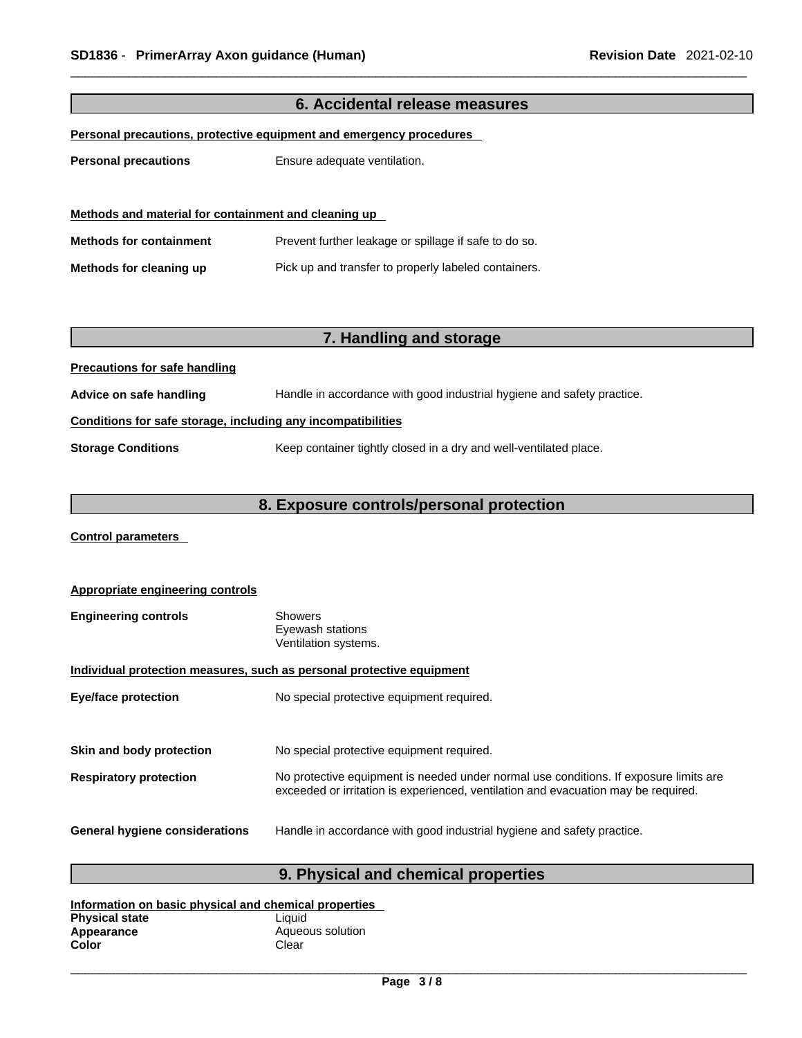## 6. Accidental release measures

**Personal precautions, protective equipment and emergency procedures**

**Personal precautions** Ensure adequate ventilation.

**Methods and material for containment and cleaning up**

**Methods for containment** Prevent further leakage or spillage if safe to do so.

**Methods for cleaning up** Pick up and transfer to properly labeled containers.

## 7. Handling and storage

**Precautions for safe handling**

**Advice on safe handling** Handle in accordance with good industrial hygiene and safety practice.

**Conditions for safe storage, including any incompatibilities**

**Storage Conditions** Keep container tightly closed in a dry and well-ventilated place.

## 8. Exposure controls/personal protection

**Control parameters**

**Appropriate engineering controls**

**Engineering controls** Showers
Eyewash stations
Ventilation systems.

**Individual protection measures, such as personal protective equipment**

**Eye/face protection** No special protective equipment required.

**Skin and body protection** No special protective equipment required.

**Respiratory protection** No protective equipment is needed under normal use conditions. If exposure limits are exceeded or irritation is experienced, ventilation and evacuation may be required.

**General hygiene considerations** Handle in accordance with good industrial hygiene and safety practice.

## 9. Physical and chemical properties

**Information on basic physical and chemical properties**

**Physical state** Liquid
**Appearance** Aqueous solution
**Color** Clear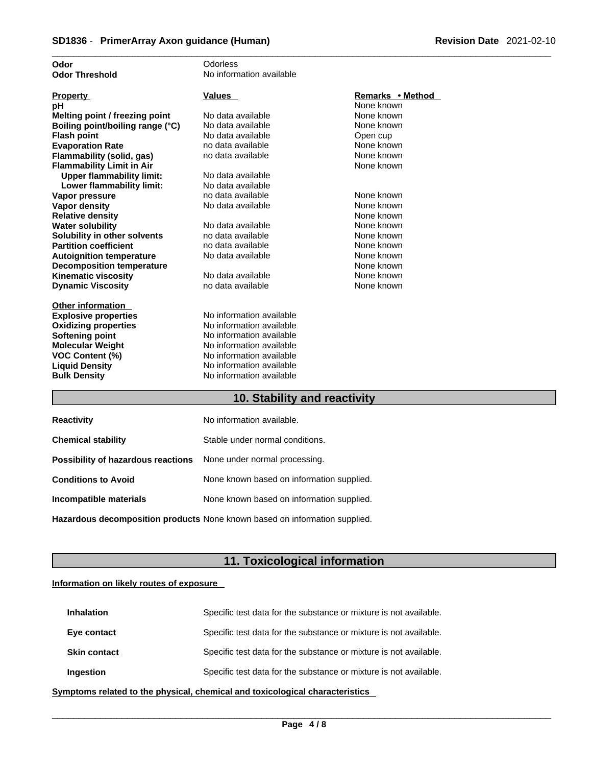| | |
|---|---|
| **Odor** | Odorless |
| **Odor Threshold** | No information available |

| **Property** | **Values** | **Remarks • Method** |
|---|---|---|
| **pH** | | None known |
| **Melting point / freezing point** | No data available | None known |
| **Boiling point/boiling range (°C)** | No data available | None known |
| **Flash point** | No data available | Open cup |
| **Evaporation Rate** | no data available | None known |
| **Flammability (solid, gas)** | no data available | None known |
| **Flammability Limit in Air** | | None known |
| **Upper flammability limit:** | No data available | |
| **Lower flammability limit:** | No data available | |
| **Vapor pressure** | no data available | None known |
| **Vapor density** | No data available | None known |
| **Relative density** | | None known |
| **Water solubility** | No data available | None known |
| **Solubility in other solvents** | no data available | None known |
| **Partition coefficient** | no data available | None known |
| **Autoignition temperature** | No data available | None known |
| **Decomposition temperature** | | None known |
| **Kinematic viscosity** | No data available | None known |
| **Dynamic Viscosity** | no data available | None known |

**Other information**

| | |
|---|---|
| **Explosive properties** | No information available |
| **Oxidizing properties** | No information available |
| **Softening point** | No information available |
| **Molecular Weight** | No information available |
| **VOC Content (%)** | No information available |
| **Liquid Density** | No information available |
| **Bulk Density** | No information available |

## 10. Stability and reactivity

| | |
|---|---|
| **Reactivity** | No information available. |
| **Chemical stability** | Stable under normal conditions. |
| **Possibility of hazardous reactions** | None under normal processing. |
| **Conditions to Avoid** | None known based on information supplied. |
| **Incompatible materials** | None known based on information supplied. |
| **Hazardous decomposition products** | None known based on information supplied. |

## 11. Toxicological information

**Information on likely routes of exposure**

| | |
|---|---|
| **Inhalation** | Specific test data for the substance or mixture is not available. |
| **Eye contact** | Specific test data for the substance or mixture is not available. |
| **Skin contact** | Specific test data for the substance or mixture is not available. |
| **Ingestion** | Specific test data for the substance or mixture is not available. |

**Symptoms related to the physical, chemical and toxicological characteristics**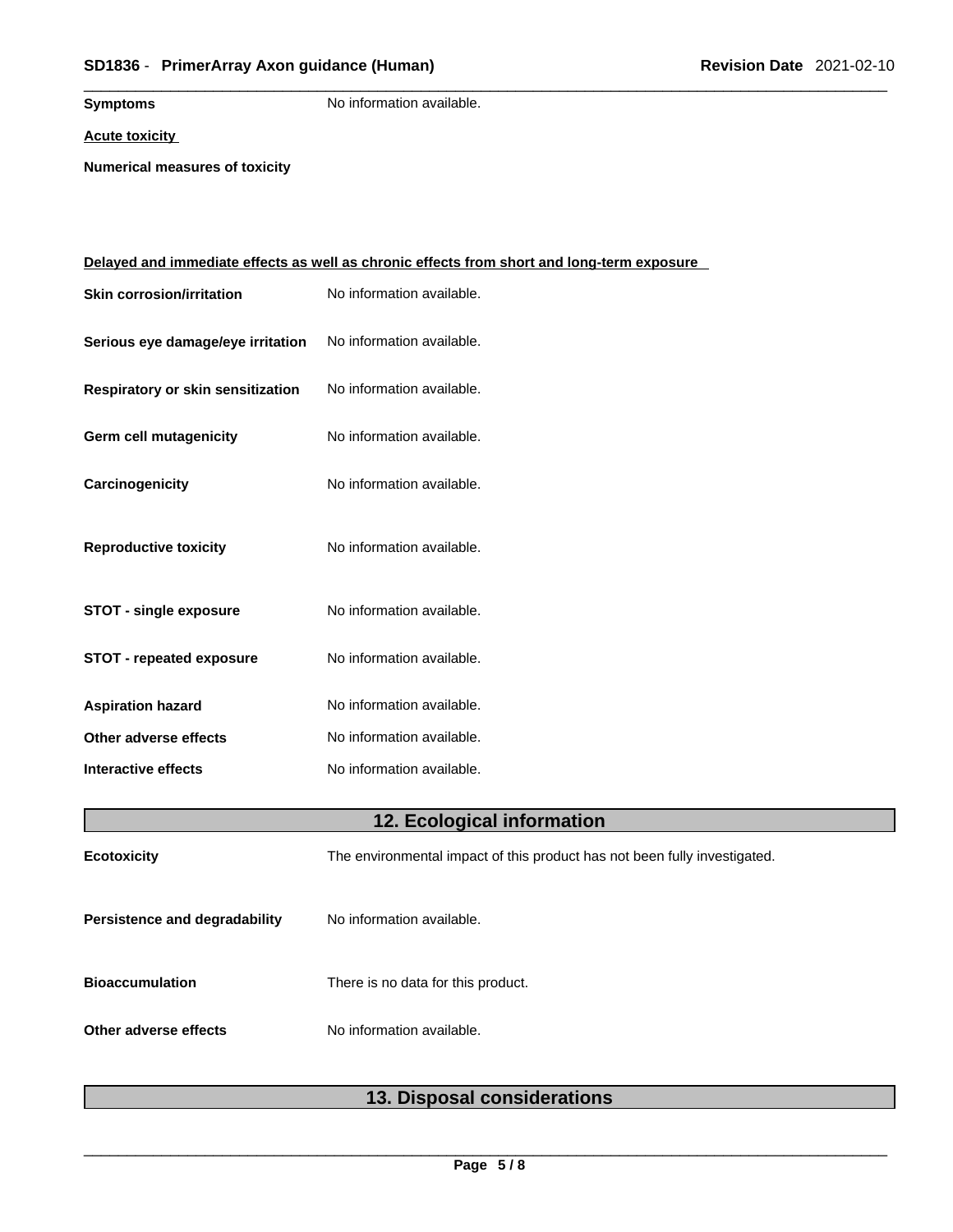**Symptoms** No information available.

**Acute toxicity**

**Numerical measures of toxicity**

**Delayed and immediate effects as well as chronic effects from short and long-term exposure**

| | |
|---|---|
| **Skin corrosion/irritation** | No information available. |
| **Serious eye damage/eye irritation** | No information available. |
| **Respiratory or skin sensitization** | No information available. |
| **Germ cell mutagenicity** | No information available. |
| **Carcinogenicity** | No information available. |
| **Reproductive toxicity** | No information available. |
| **STOT - single exposure** | No information available. |
| **STOT - repeated exposure** | No information available. |
| **Aspiration hazard** | No information available. |
| **Other adverse effects** | No information available. |
| **Interactive effects** | No information available. |

## 12. Ecological information

| | |
|---|---|
| **Ecotoxicity** | The environmental impact of this product has not been fully investigated. |
| **Persistence and degradability** | No information available. |
| **Bioaccumulation** | There is no data for this product. |
| **Other adverse effects** | No information available. |

## 13. Disposal considerations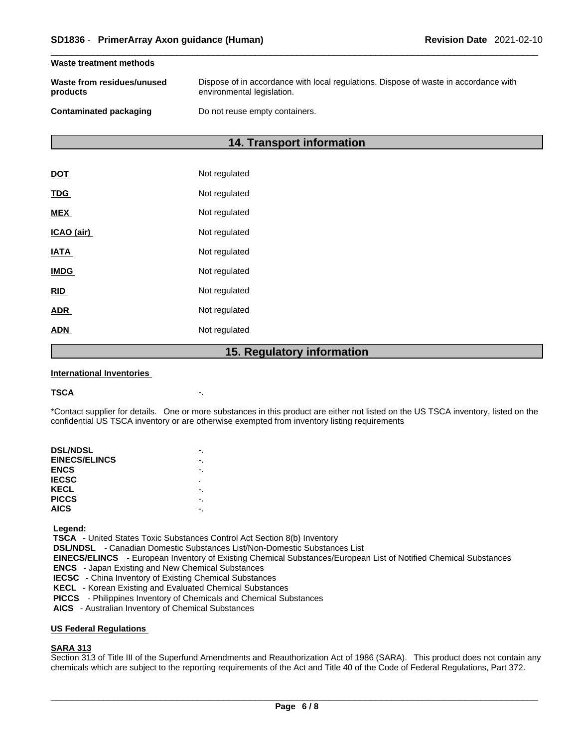**Waste treatment methods**

| | |
|---|---|
| **Waste from residues/unused products** | Dispose of in accordance with local regulations. Dispose of waste in accordance with environmental legislation. |
| **Contaminated packaging** | Do not reuse empty containers. |

## 14. Transport information

| | |
|---|---|
| **DOT** | Not regulated |
| **TDG** | Not regulated |
| **MEX** | Not regulated |
| **ICAO (air)** | Not regulated |
| **IATA** | Not regulated |
| **IMDG** | Not regulated |
| **RID** | Not regulated |
| **ADR** | Not regulated |
| **ADN** | Not regulated |

## 15. Regulatory information

**International Inventories**

**TSCA** -.

*Contact supplier for details. One or more substances in this product are either not listed on the US TSCA inventory, listed on the confidential US TSCA inventory or are otherwise exempted from inventory listing requirements

| | |
|---|---|
| **DSL/NDSL** | -. |
| **EINECS/ELINCS** | -. |
| **ENCS** | -. |
| **IECSC** | . |
| **KECL** | -. |
| **PICCS** | -. |
| **AICS** | -. |

**Legend:**
**TSCA** - United States Toxic Substances Control Act Section 8(b) Inventory
**DSL/NDSL** - Canadian Domestic Substances List/Non-Domestic Substances List
**EINECS/ELINCS** - European Inventory of Existing Chemical Substances/European List of Notified Chemical Substances
**ENCS** - Japan Existing and New Chemical Substances
**IECSC** - China Inventory of Existing Chemical Substances
**KECL** - Korean Existing and Evaluated Chemical Substances
**PICCS** - Philippines Inventory of Chemicals and Chemical Substances
**AICS** - Australian Inventory of Chemical Substances

**US Federal Regulations**

**SARA 313**
Section 313 of Title III of the Superfund Amendments and Reauthorization Act of 1986 (SARA). This product does not contain any chemicals which are subject to the reporting requirements of the Act and Title 40 of the Code of Federal Regulations, Part 372.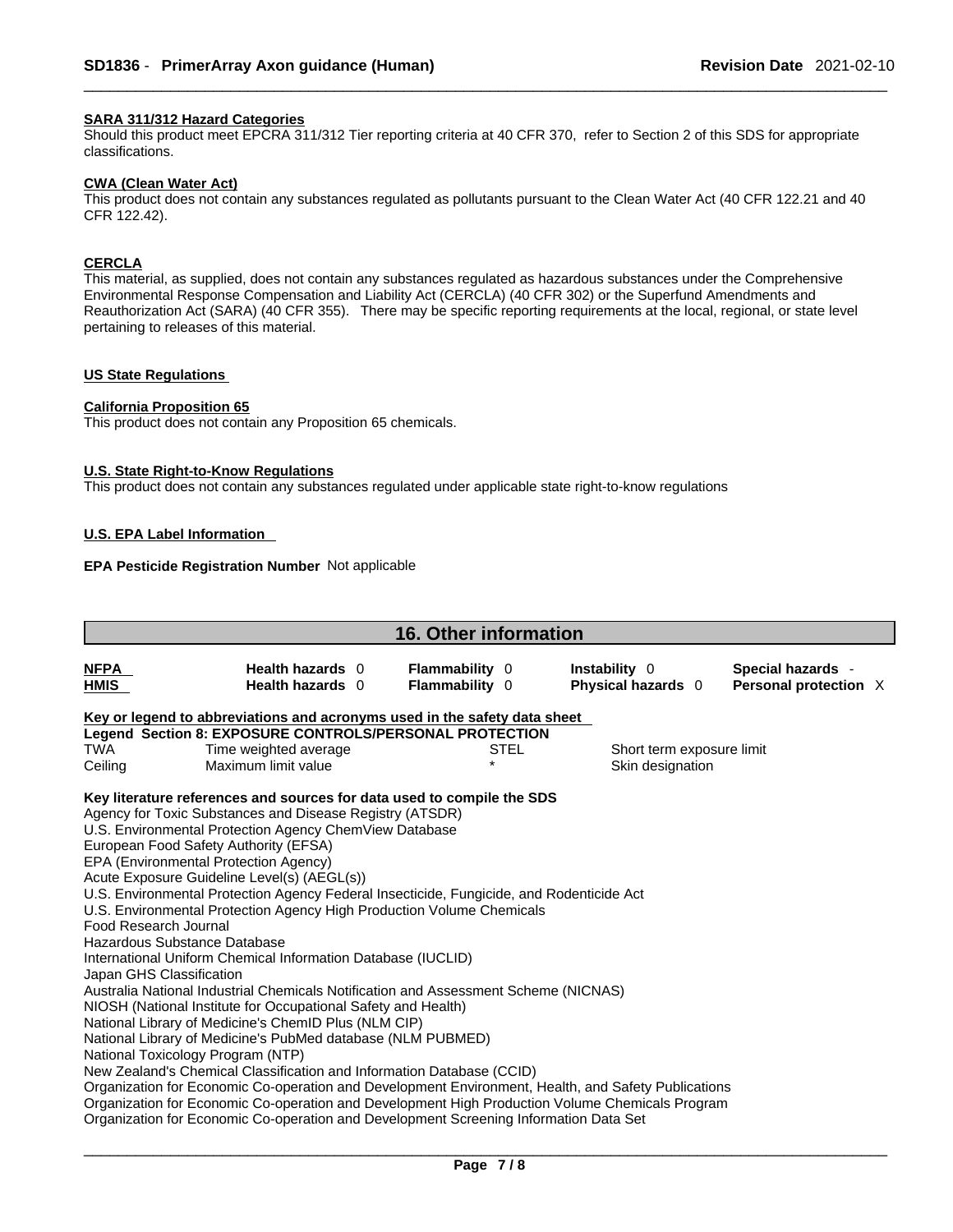#### SARA 311/312 Hazard Categories

Should this product meet EPCRA 311/312 Tier reporting criteria at 40 CFR 370, refer to Section 2 of this SDS for appropriate classifications.

#### CWA (Clean Water Act)

This product does not contain any substances regulated as pollutants pursuant to the Clean Water Act (40 CFR 122.21 and 40 CFR 122.42).

#### CERCLA

This material, as supplied, does not contain any substances regulated as hazardous substances under the Comprehensive Environmental Response Compensation and Liability Act (CERCLA) (40 CFR 302) or the Superfund Amendments and Reauthorization Act (SARA) (40 CFR 355). There may be specific reporting requirements at the local, regional, or state level pertaining to releases of this material.

#### US State Regulations

#### California Proposition 65

This product does not contain any Proposition 65 chemicals.

#### U.S. State Right-to-Know Regulations

This product does not contain any substances regulated under applicable state right-to-know regulations

#### U.S. EPA Label Information

**EPA Pesticide Registration Number** Not applicable

## 16. Other information

| | | | | |
|---|---|---|---|---|
| **NFPA** | **Health hazards** 0 | **Flammability** 0 | **Instability** 0 | **Special hazards** - |
| **HMIS** | **Health hazards** 0 | **Flammability** 0 | **Physical hazards** 0 | **Personal protection** X |

**Key or legend to abbreviations and acronyms used in the safety data sheet**

**Legend Section 8: EXPOSURE CONTROLS/PERSONAL PROTECTION**

| | | | |
|---|---|---|---|
| TWA | Time weighted average | STEL | Short term exposure limit |
| Ceiling | Maximum limit value | * | Skin designation |

**Key literature references and sources for data used to compile the SDS**

Agency for Toxic Substances and Disease Registry (ATSDR)
U.S. Environmental Protection Agency ChemView Database
European Food Safety Authority (EFSA)
EPA (Environmental Protection Agency)
Acute Exposure Guideline Level(s) (AEGL(s))
U.S. Environmental Protection Agency Federal Insecticide, Fungicide, and Rodenticide Act
U.S. Environmental Protection Agency High Production Volume Chemicals
Food Research Journal
Hazardous Substance Database
International Uniform Chemical Information Database (IUCLID)
Japan GHS Classification
Australia National Industrial Chemicals Notification and Assessment Scheme (NICNAS)
NIOSH (National Institute for Occupational Safety and Health)
National Library of Medicine's ChemID Plus (NLM CIP)
National Library of Medicine's PubMed database (NLM PUBMED)
National Toxicology Program (NTP)
New Zealand's Chemical Classification and Information Database (CCID)
Organization for Economic Co-operation and Development Environment, Health, and Safety Publications
Organization for Economic Co-operation and Development High Production Volume Chemicals Program
Organization for Economic Co-operation and Development Screening Information Data Set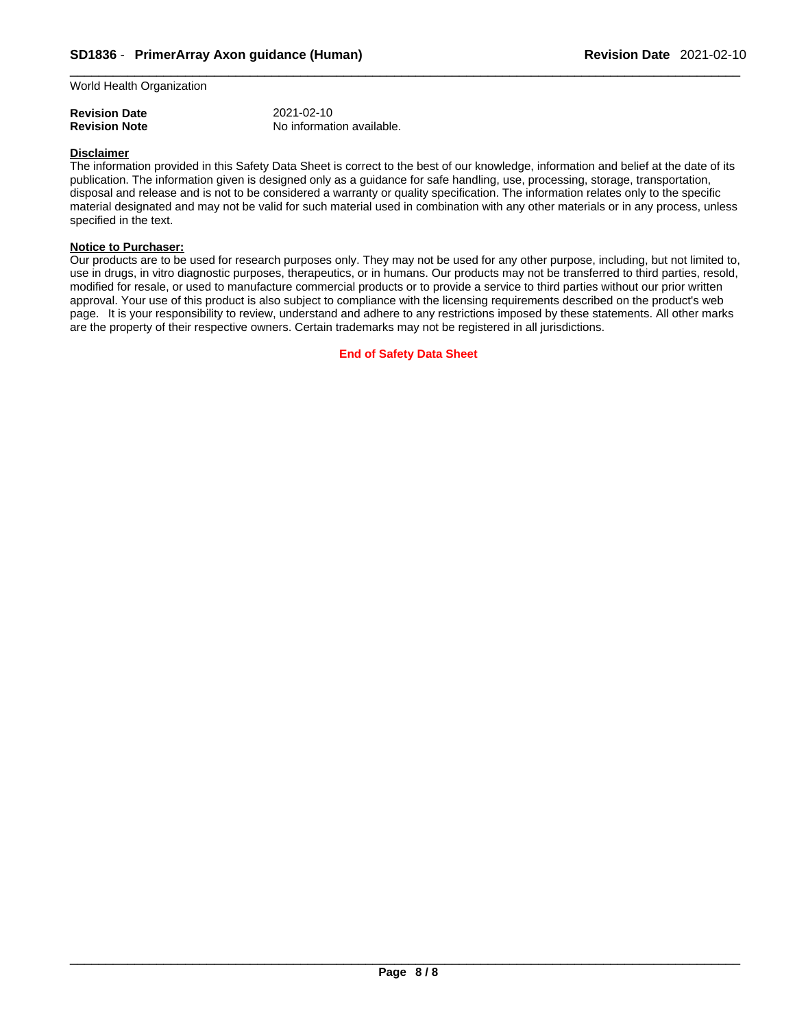World Health Organization

| | |
|---|---|
| **Revision Date** | 2021-02-10 |
| **Revision Note** | No information available. |

**Disclaimer**

The information provided in this Safety Data Sheet is correct to the best of our knowledge, information and belief at the date of its publication. The information given is designed only as a guidance for safe handling, use, processing, storage, transportation, disposal and release and is not to be considered a warranty or quality specification. The information relates only to the specific material designated and may not be valid for such material used in combination with any other materials or in any process, unless specified in the text.

**Notice to Purchaser:**

Our products are to be used for research purposes only. They may not be used for any other purpose, including, but not limited to, use in drugs, in vitro diagnostic purposes, therapeutics, or in humans. Our products may not be transferred to third parties, resold, modified for resale, or used to manufacture commercial products or to provide a service to third parties without our prior written approval. Your use of this product is also subject to compliance with the licensing requirements described on the product's web page. It is your responsibility to review, understand and adhere to any restrictions imposed by these statements. All other marks are the property of their respective owners. Certain trademarks may not be registered in all jurisdictions.

**End of Safety Data Sheet**